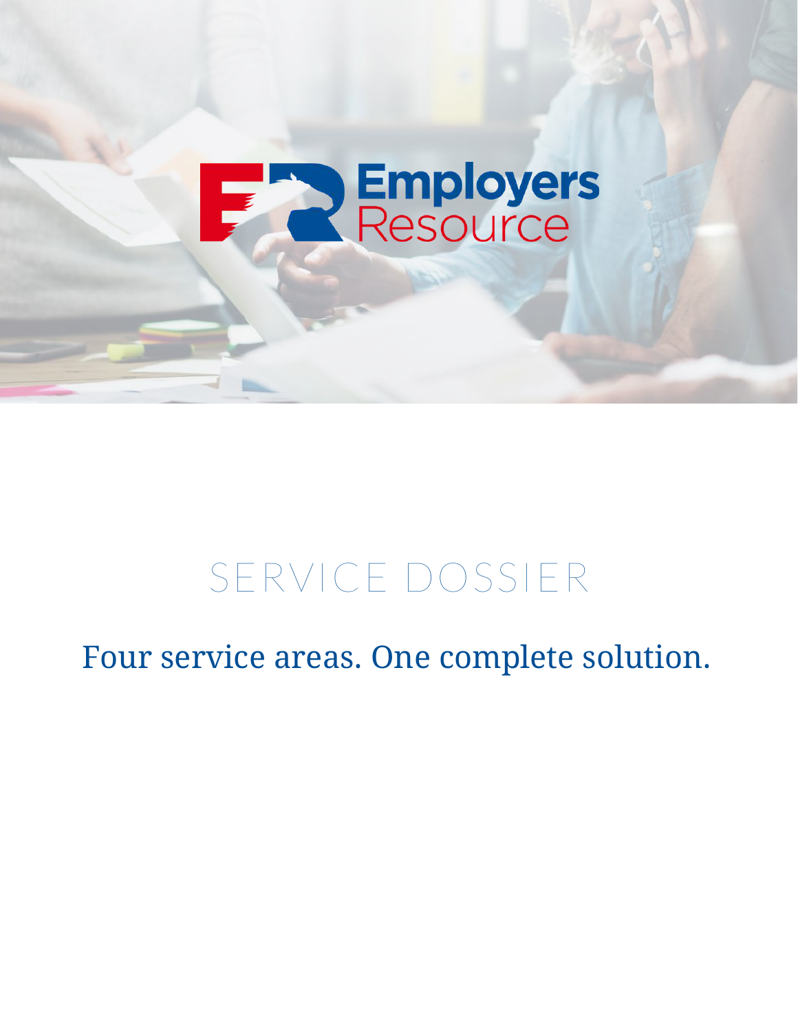Employers Resource

# SERVICE DOSSIER

## Four service areas. One complete solution.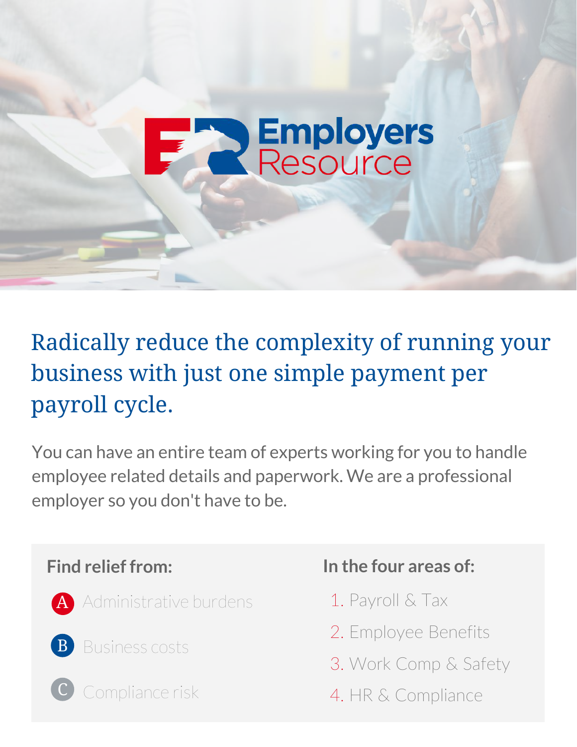Employers Resource

# Radically reduce the complexity of running your business with just one simple payment per payroll cycle.

You can have an entire team of experts working for you to handle employee related details and paperwork. We are a professional employer so you don't have to be.

**Find relief from:**

- A Administrative burdens
- B Business costs
- C Compliance risk

**In the four areas of:**

1. Payroll & Tax
2. Employee Benefits
3. Work Comp & Safety
4. HR & Compliance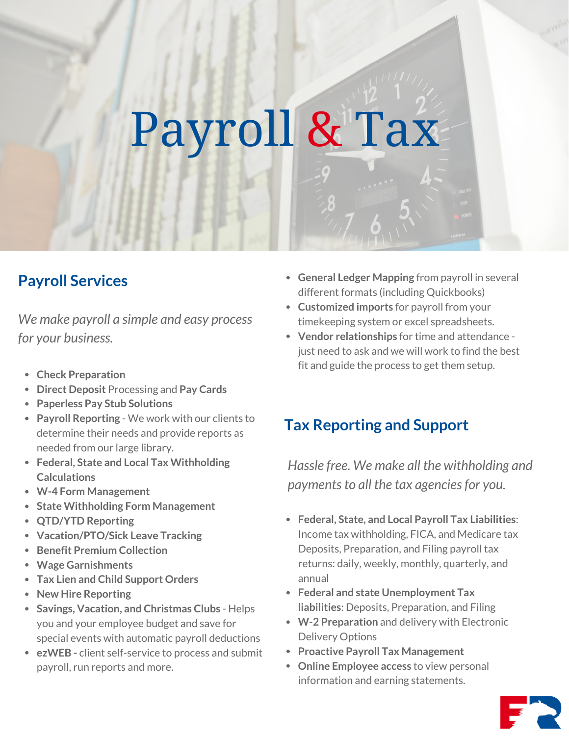# Payroll & Tax

## Payroll Services

*We make payroll a simple and easy process for your business.*

- **Check Preparation**
- **Direct Deposit** Processing and **Pay Cards**
- **Paperless Pay Stub Solutions**
- **Payroll Reporting** - We work with our clients to determine their needs and provide reports as needed from our large library.
- **Federal, State and Local Tax Withholding Calculations**
- **W-4 Form Management**
- **State Withholding Form Management**
- **QTD/YTD Reporting**
- **Vacation/PTO/Sick Leave Tracking**
- **Benefit Premium Collection**
- **Wage Garnishments**
- **Tax Lien and Child Support Orders**
- **New Hire Reporting**
- **Savings, Vacation, and Christmas Clubs** - Helps you and your employee budget and save for special events with automatic payroll deductions
- **ezWEB -** client self-service to process and submit payroll, run reports and more.
- **General Ledger Mapping** from payroll in several different formats (including Quickbooks)
- **Customized imports** for payroll from your timekeeping system or excel spreadsheets.
- **Vendor relationships** for time and attendance - just need to ask and we will work to find the best fit and guide the process to get them setup.

## Tax Reporting and Support

*Hassle free. We make all the withholding and payments to all the tax agencies for you.*

- **Federal, State, and Local Payroll Tax Liabilities**: Income tax withholding, FICA, and Medicare tax Deposits, Preparation, and Filing payroll tax returns: daily, weekly, monthly, quarterly, and annual
- **Federal and state Unemployment Tax liabilities**: Deposits, Preparation, and Filing
- **W-2 Preparation** and delivery with Electronic Delivery Options
- **Proactive Payroll Tax Management**
- **Online Employee access** to view personal information and earning statements.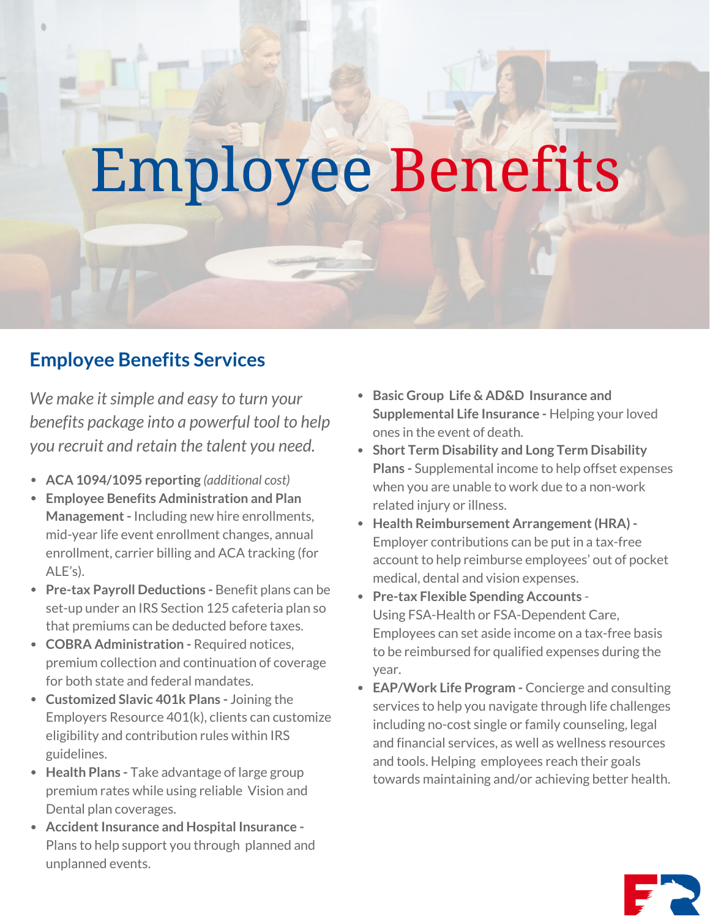# Employee Benefits

## Employee Benefits Services

*We make it simple and easy to turn your benefits package into a powerful tool to help you recruit and retain the talent you need.*

- **ACA 1094/1095 reporting** *(additional cost)*
- **Employee Benefits Administration and Plan Management -** Including new hire enrollments, mid-year life event enrollment changes, annual enrollment, carrier billing and ACA tracking (for ALE's).
- **Pre-tax Payroll Deductions -** Benefit plans can be set-up under an IRS Section 125 cafeteria plan so that premiums can be deducted before taxes.
- **COBRA Administration -** Required notices, premium collection and continuation of coverage for both state and federal mandates.
- **Customized Slavic 401k Plans -** Joining the Employers Resource 401(k), clients can customize eligibility and contribution rules within IRS guidelines.
- **Health Plans -** Take advantage of large group premium rates while using reliable Vision and Dental plan coverages.
- **Accident Insurance and Hospital Insurance -** Plans to help support you through planned and unplanned events.
- **Basic Group Life & AD&D Insurance and Supplemental Life Insurance -** Helping your loved ones in the event of death.
- **Short Term Disability and Long Term Disability Plans -** Supplemental income to help offset expenses when you are unable to work due to a non-work related injury or illness.
- **Health Reimbursement Arrangement (HRA) -** Employer contributions can be put in a tax-free account to help reimburse employees' out of pocket medical, dental and vision expenses.
- **Pre-tax Flexible Spending Accounts** - Using FSA-Health or FSA-Dependent Care, Employees can set aside income on a tax-free basis to be reimbursed for qualified expenses during the year.
- **EAP/Work Life Program -** Concierge and consulting services to help you navigate through life challenges including no-cost single or family counseling, legal and financial services, as well as wellness resources and tools. Helping employees reach their goals towards maintaining and/or achieving better health.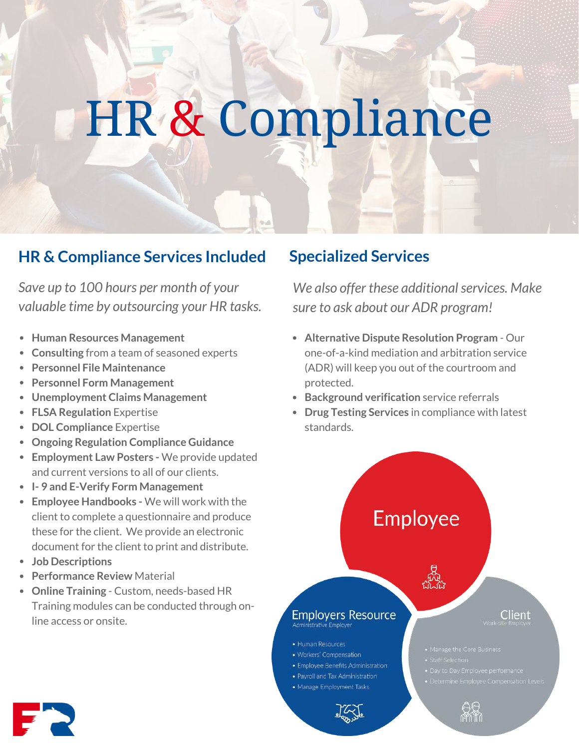# HR & Compliance

## HR & Compliance Services Included

*Save up to 100 hours per month of your valuable time by outsourcing your HR tasks.*

- **Human Resources Management**
- **Consulting** from a team of seasoned experts
- **Personnel File Maintenance**
- **Personnel Form Management**
- **Unemployment Claims Management**
- **FLSA Regulation** Expertise
- **DOL Compliance** Expertise
- **Ongoing Regulation Compliance Guidance**
- **Employment Law Posters -** We provide updated and current versions to all of our clients.
- **I- 9 and E-Verify Form Management**
- **Employee Handbooks -** We will work with the client to complete a questionnaire and produce these for the client. We provide an electronic document for the client to print and distribute.
- **Job Descriptions**
- **Performance Review** Material
- **Online Training** - Custom, needs-based HR Training modules can be conducted through on-line access or onsite.

## Specialized Services

*We also offer these additional services. Make sure to ask about our ADR program!*

- **Alternative Dispute Resolution Program** - Our one-of-a-kind mediation and arbitration service (ADR) will keep you out of the courtroom and protected.
- **Background verification** service referrals
- **Drug Testing Services** in compliance with latest standards.

**Employee**

**Employers Resource**
Administrative Employer

- Human Resources
- Workers' Compensation
- Employee Benefits Administration
- Payroll and Tax Administration
- Manage Employment Tasks

**Client**
Work-site Employer

- Manage the Core Business
- Staff Selection
- Day to Day Employee performance
- Determine Employee Compensation Levels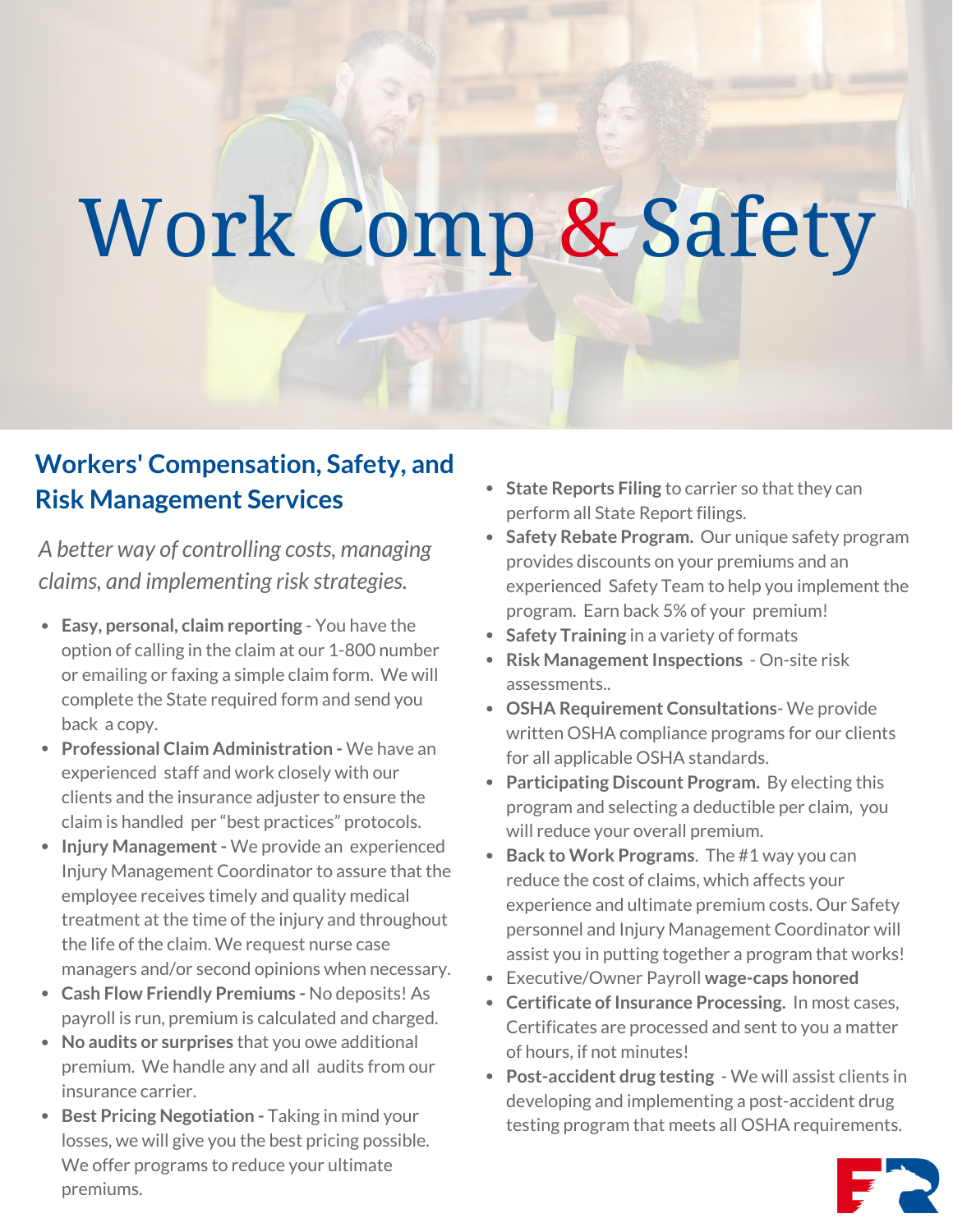# Work Comp & Safety

## Workers' Compensation, Safety, and Risk Management Services

*A better way of controlling costs, managing claims, and implementing risk strategies.*

- **Easy, personal, claim reporting** - You have the option of calling in the claim at our 1-800 number or emailing or faxing a simple claim form. We will complete the State required form and send you back a copy.
- **Professional Claim Administration -** We have an experienced staff and work closely with our clients and the insurance adjuster to ensure the claim is handled per "best practices" protocols.
- **Injury Management -** We provide an experienced Injury Management Coordinator to assure that the employee receives timely and quality medical treatment at the time of the injury and throughout the life of the claim. We request nurse case managers and/or second opinions when necessary.
- **Cash Flow Friendly Premiums -** No deposits! As payroll is run, premium is calculated and charged.
- **No audits or surprises** that you owe additional premium. We handle any and all audits from our insurance carrier.
- **Best Pricing Negotiation -** Taking in mind your losses, we will give you the best pricing possible. We offer programs to reduce your ultimate premiums.
- **State Reports Filing** to carrier so that they can perform all State Report filings.
- **Safety Rebate Program.** Our unique safety program provides discounts on your premiums and an experienced Safety Team to help you implement the program. Earn back 5% of your premium!
- **Safety Training** in a variety of formats
- **Risk Management Inspections** - On-site risk assessments..
- **OSHA Requirement Consultations**- We provide written OSHA compliance programs for our clients for all applicable OSHA standards.
- **Participating Discount Program.** By electing this program and selecting a deductible per claim, you will reduce your overall premium.
- **Back to Work Programs**. The #1 way you can reduce the cost of claims, which affects your experience and ultimate premium costs. Our Safety personnel and Injury Management Coordinator will assist you in putting together a program that works!
- Executive/Owner Payroll **wage-caps honored**
- **Certificate of Insurance Processing.** In most cases, Certificates are processed and sent to you a matter of hours, if not minutes!
- **Post-accident drug testing** - We will assist clients in developing and implementing a post-accident drug testing program that meets all OSHA requirements.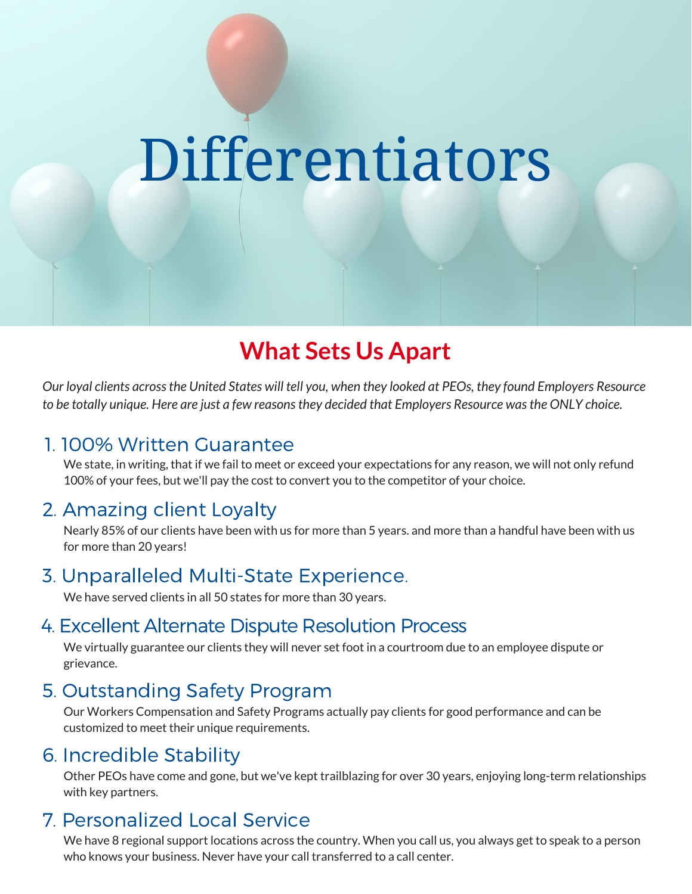# Differentiators

## What Sets Us Apart

*Our loyal clients across the United States will tell you, when they looked at PEOs, they found Employers Resource to be totally unique. Here are just a few reasons they decided that Employers Resource was the ONLY choice.*

### 1. 100% Written Guarantee

We state, in writing, that if we fail to meet or exceed your expectations for any reason, we will not only refund 100% of your fees, but we'll pay the cost to convert you to the competitor of your choice.

### 2. Amazing client Loyalty

Nearly 85% of our clients have been with us for more than 5 years. and more than a handful have been with us for more than 20 years!

### 3. Unparalleled Multi-State Experience.

We have served clients in all 50 states for more than 30 years.

### 4. Excellent Alternate Dispute Resolution Process

We virtually guarantee our clients they will never set foot in a courtroom due to an employee dispute or grievance.

### 5. Outstanding Safety Program

Our Workers Compensation and Safety Programs actually pay clients for good performance and can be customized to meet their unique requirements.

### 6. Incredible Stability

Other PEOs have come and gone, but we've kept trailblazing for over 30 years, enjoying long-term relationships with key partners.

### 7. Personalized Local Service

We have 8 regional support locations across the country. When you call us, you always get to speak to a person who knows your business. Never have your call transferred to a call center.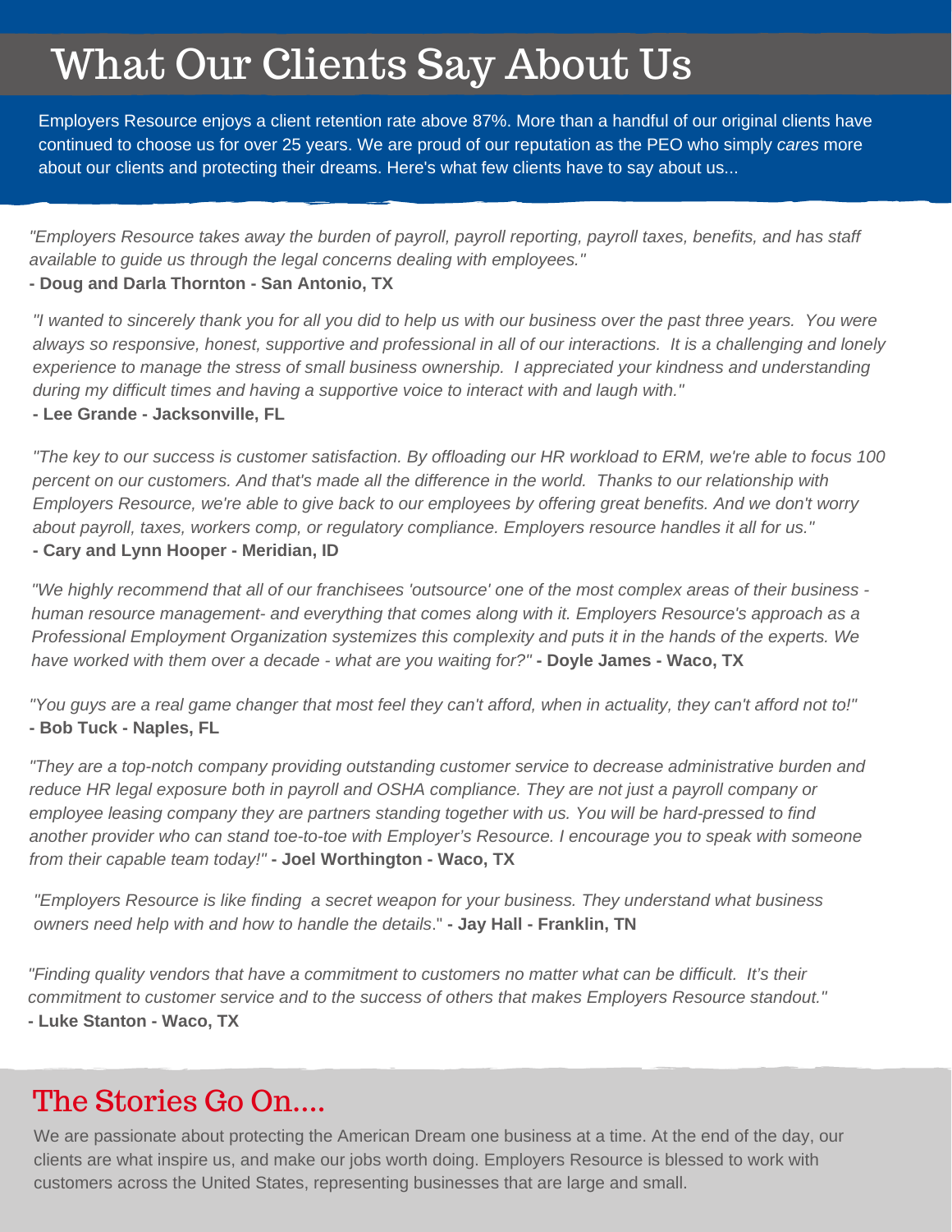# What Our Clients Say About Us

Employers Resource enjoys a client retention rate above 87%. More than a handful of our original clients have continued to choose us for over 25 years. We are proud of our reputation as the PEO who simply *cares* more about our clients and protecting their dreams. Here's what few clients have to say about us...

*"Employers Resource takes away the burden of payroll, payroll reporting, payroll taxes, benefits, and has staff available to guide us through the legal concerns dealing with employees."*
**- Doug and Darla Thornton - San Antonio, TX**

*"I wanted to sincerely thank you for all you did to help us with our business over the past three years. You were always so responsive, honest, supportive and professional in all of our interactions. It is a challenging and lonely experience to manage the stress of small business ownership. I appreciated your kindness and understanding during my difficult times and having a supportive voice to interact with and laugh with."*
**- Lee Grande - Jacksonville, FL**

*"The key to our success is customer satisfaction. By offloading our HR workload to ERM, we're able to focus 100 percent on our customers. And that's made all the difference in the world. Thanks to our relationship with Employers Resource, we're able to give back to our employees by offering great benefits. And we don't worry about payroll, taxes, workers comp, or regulatory compliance. Employers resource handles it all for us."*
**- Cary and Lynn Hooper - Meridian, ID**

*"We highly recommend that all of our franchisees 'outsource' one of the most complex areas of their business - human resource management- and everything that comes along with it. Employers Resource's approach as a Professional Employment Organization systemizes this complexity and puts it in the hands of the experts. We have worked with them over a decade - what are you waiting for?"* **- Doyle James - Waco, TX**

*"You guys are a real game changer that most feel they can't afford, when in actuality, they can't afford not to!"*
**- Bob Tuck - Naples, FL**

*"They are a top-notch company providing outstanding customer service to decrease administrative burden and reduce HR legal exposure both in payroll and OSHA compliance. They are not just a payroll company or employee leasing company they are partners standing together with us. You will be hard-pressed to find another provider who can stand toe-to-toe with Employer's Resource. I encourage you to speak with someone from their capable team today!"* **- Joel Worthington - Waco, TX**

*"Employers Resource is like finding a secret weapon for your business. They understand what business owners need help with and how to handle the details*." **- Jay Hall - Franklin, TN**

*"Finding quality vendors that have a commitment to customers no matter what can be difficult. It's their commitment to customer service and to the success of others that makes Employers Resource standout."*
**- Luke Stanton - Waco, TX**

## The Stories Go On....

We are passionate about protecting the American Dream one business at a time. At the end of the day, our clients are what inspire us, and make our jobs worth doing. Employers Resource is blessed to work with customers across the United States, representing businesses that are large and small.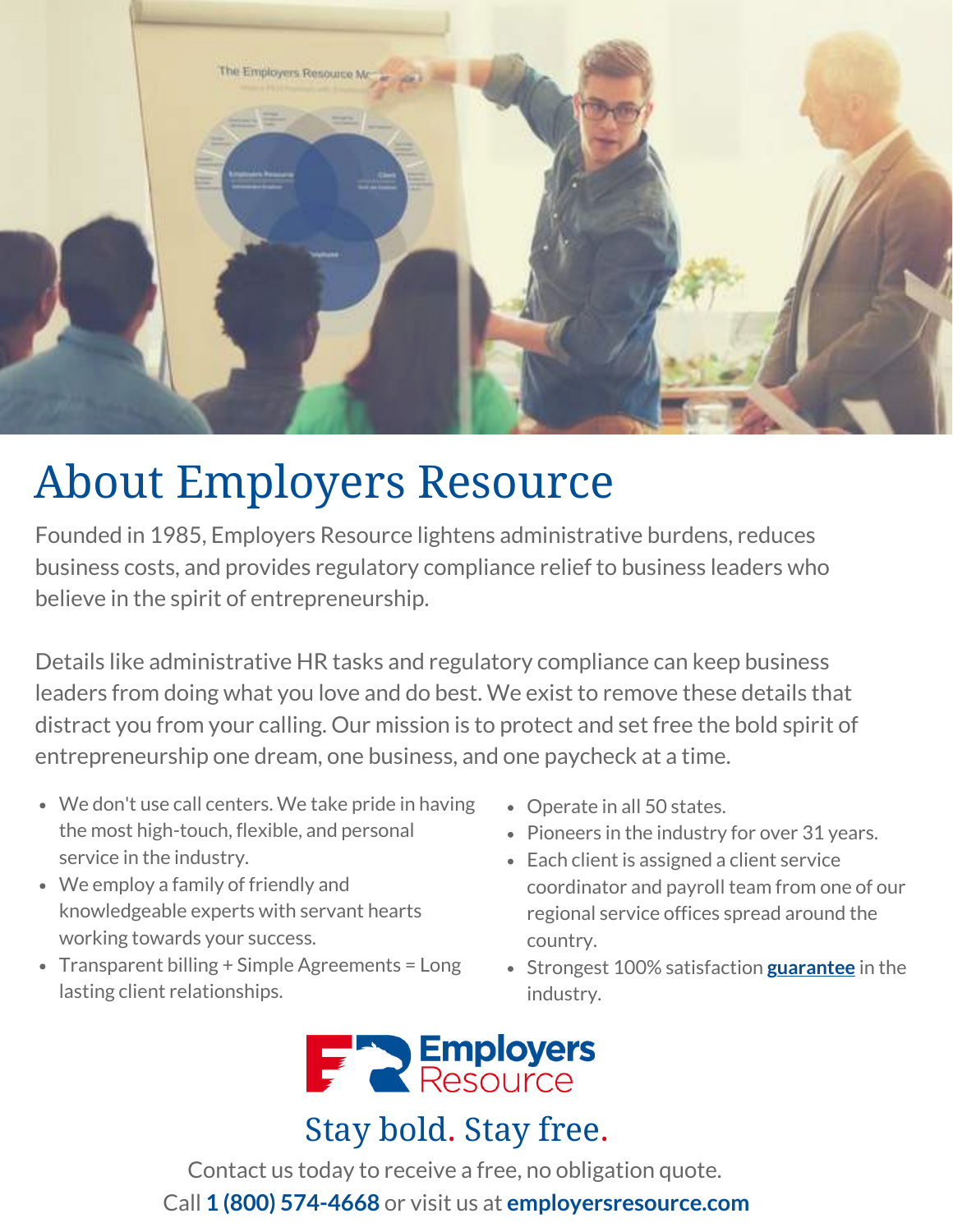# About Employers Resource

Founded in 1985, Employers Resource lightens administrative burdens, reduces business costs, and provides regulatory compliance relief to business leaders who believe in the spirit of entrepreneurship.

Details like administrative HR tasks and regulatory compliance can keep business leaders from doing what you love and do best. We exist to remove these details that distract you from your calling. Our mission is to protect and set free the bold spirit of entrepreneurship one dream, one business, and one paycheck at a time.

- We don't use call centers. We take pride in having the most high-touch, flexible, and personal service in the industry.
- We employ a family of friendly and knowledgeable experts with servant hearts working towards your success.
- Transparent billing + Simple Agreements = Long lasting client relationships.
- Operate in all 50 states.
- Pioneers in the industry for over 31 years.
- Each client is assigned a client service coordinator and payroll team from one of our regional service offices spread around the country.
- Strongest 100% satisfaction **guarantee** in the industry.

Employers Resource

Stay bold. Stay free.

Contact us today to receive a free, no obligation quote.
Call **1 (800) 574-4668** or visit us at **employersresource.com**